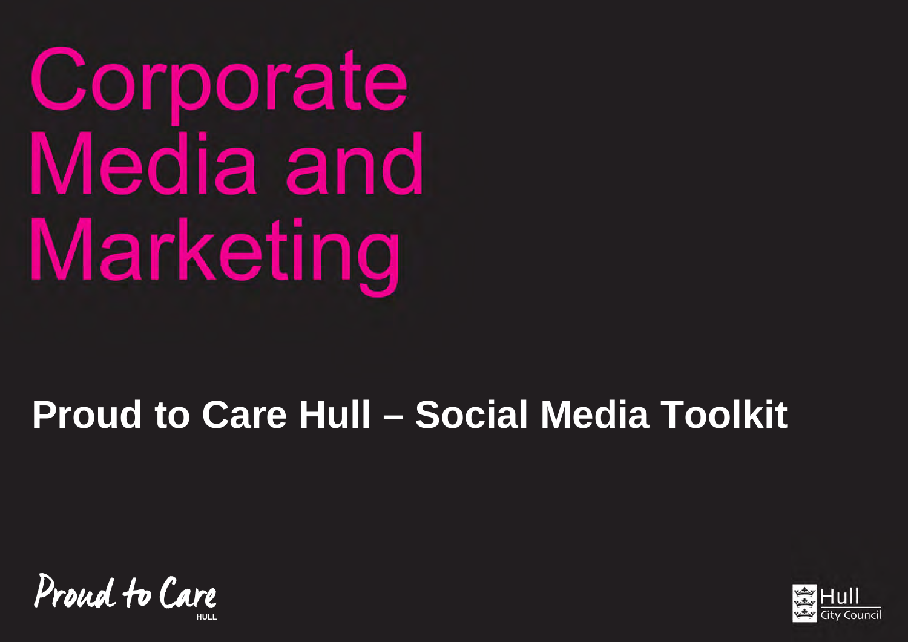# Corporate Media and Marketing

## Proud to Care Hull – Social Media Toolkit

Proud to Care HULL

Hull City Council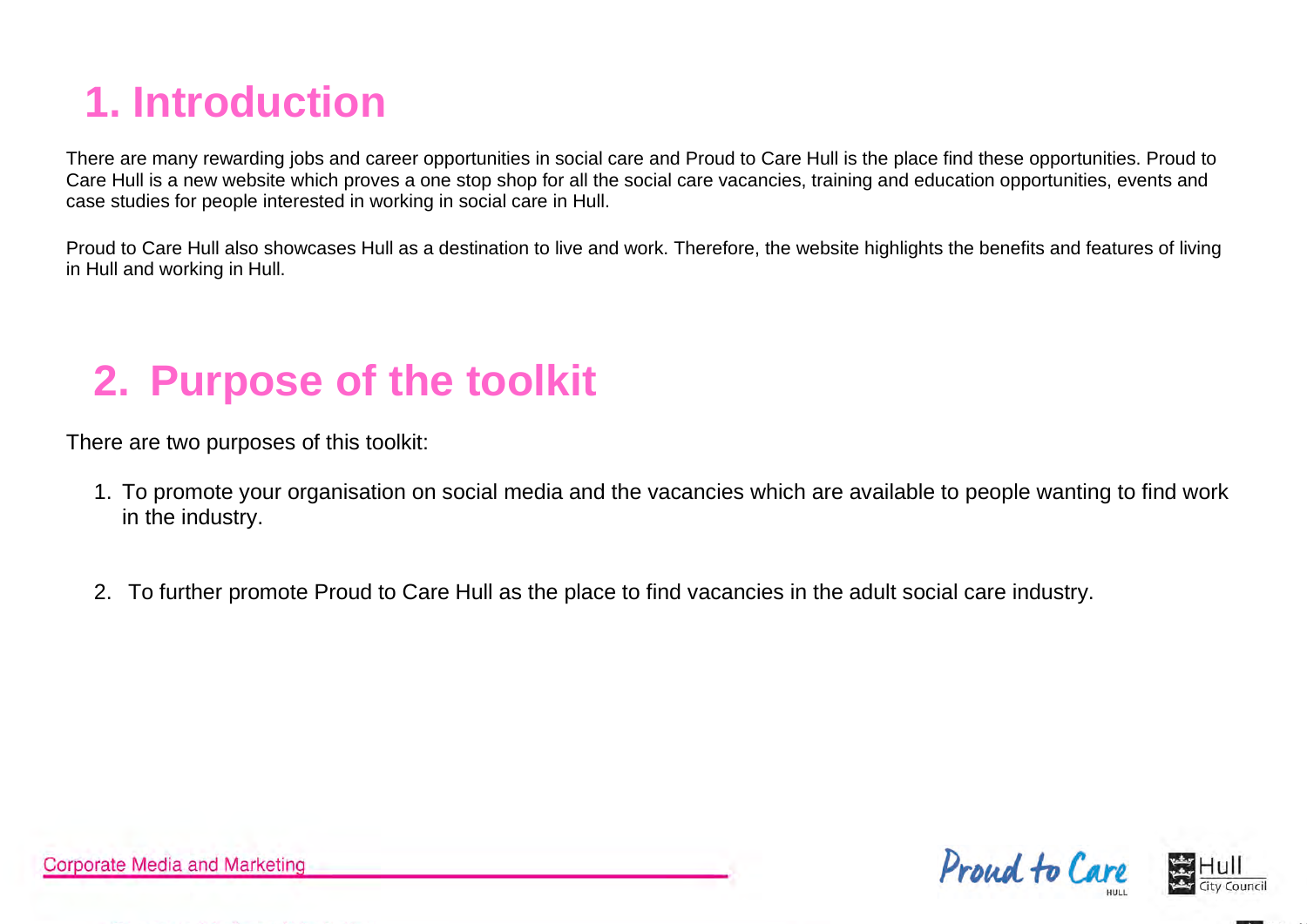# 1. Introduction

There are many rewarding jobs and career opportunities in social care and Proud to Care Hull is the place find these opportunities. Proud to Care Hull is a new website which proves a one stop shop for all the social care vacancies, training and education opportunities, events and case studies for people interested in working in social care in Hull.

Proud to Care Hull also showcases Hull as a destination to live and work. Therefore, the website highlights the benefits and features of living in Hull and working in Hull.

# 2. Purpose of the toolkit

There are two purposes of this toolkit:

1. To promote your organisation on social media and the vacancies which are available to people wanting to find work in the industry.

2. To further promote Proud to Care Hull as the place to find vacancies in the adult social care industry.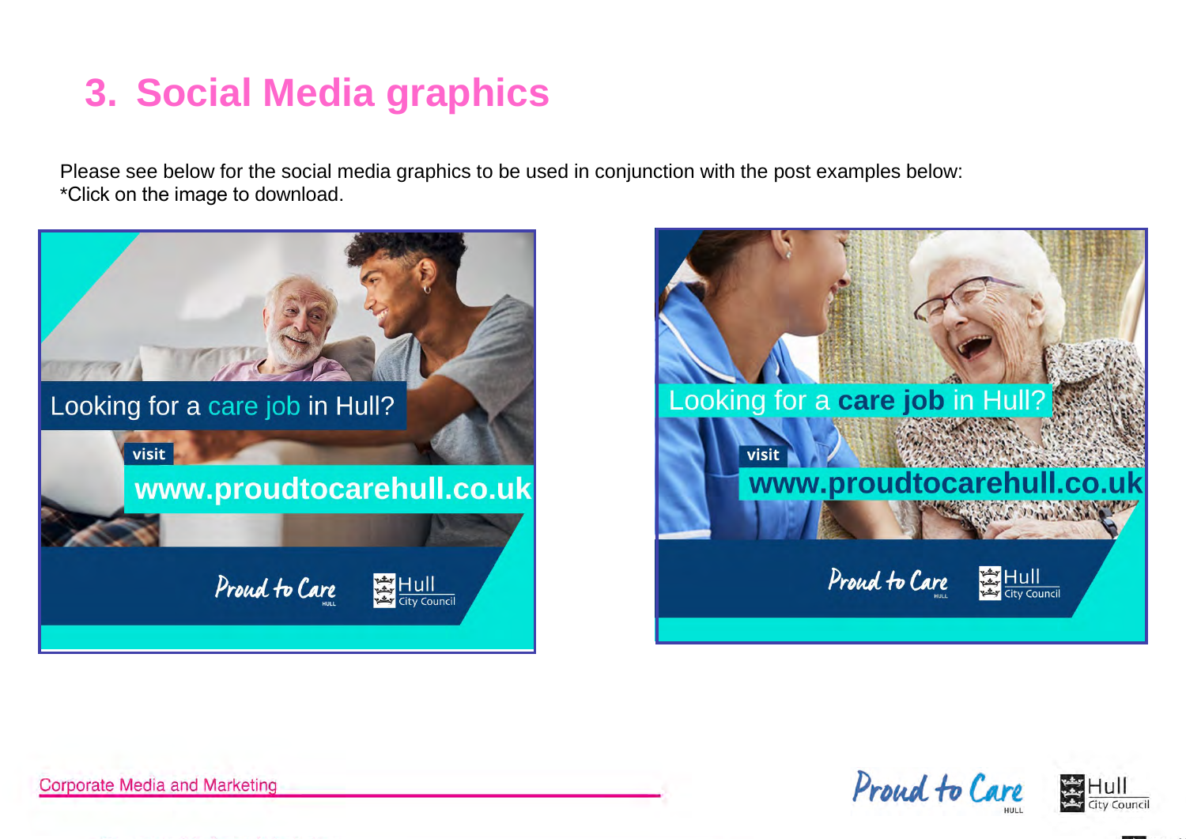# 3. Social Media graphics

Please see below for the social media graphics to be used in conjunction with the post examples below:
*Click on the image to download.

Looking for a care job in Hull?

visit

www.proudtocarehull.co.uk

Proud to Care HULL

Hull City Council

Looking for a care job in Hull?

visit

www.proudtocarehull.co.uk

Proud to Care HULL

Hull City Council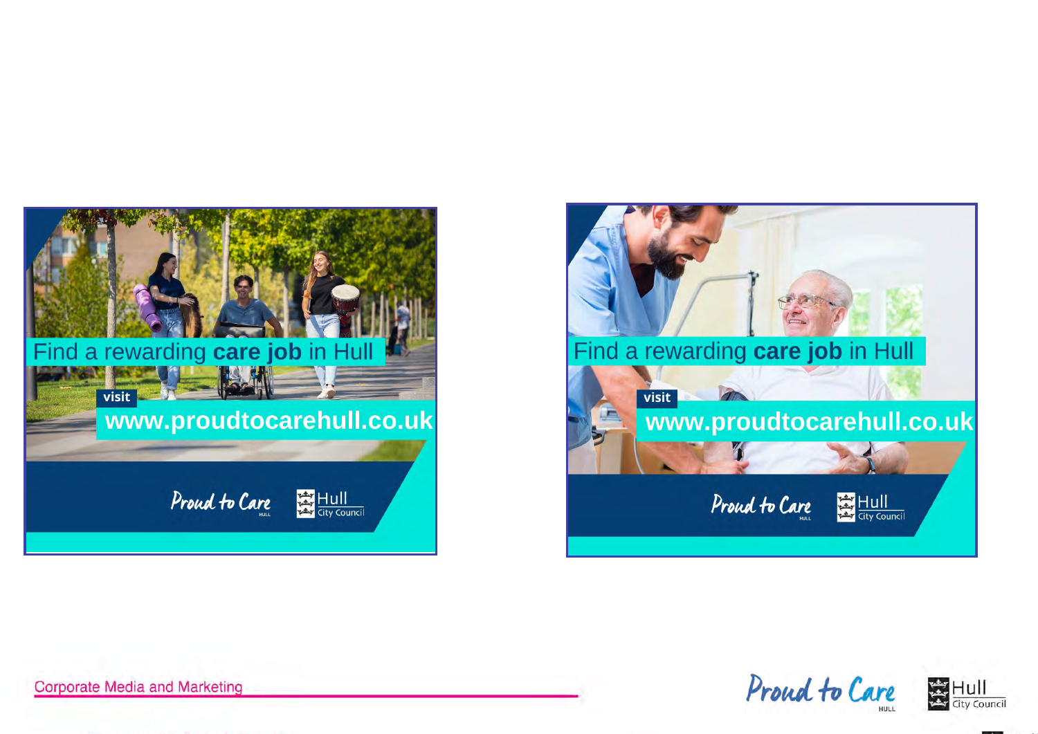Find a rewarding **care job** in Hull

visit

**www.proudtocarehull.co.uk**

Proud to Care HULL

Hull City Council

Find a rewarding **care job** in Hull

visit

**www.proudtocarehull.co.uk**

Proud to Care HULL

Hull City Council

Corporate Media and Marketing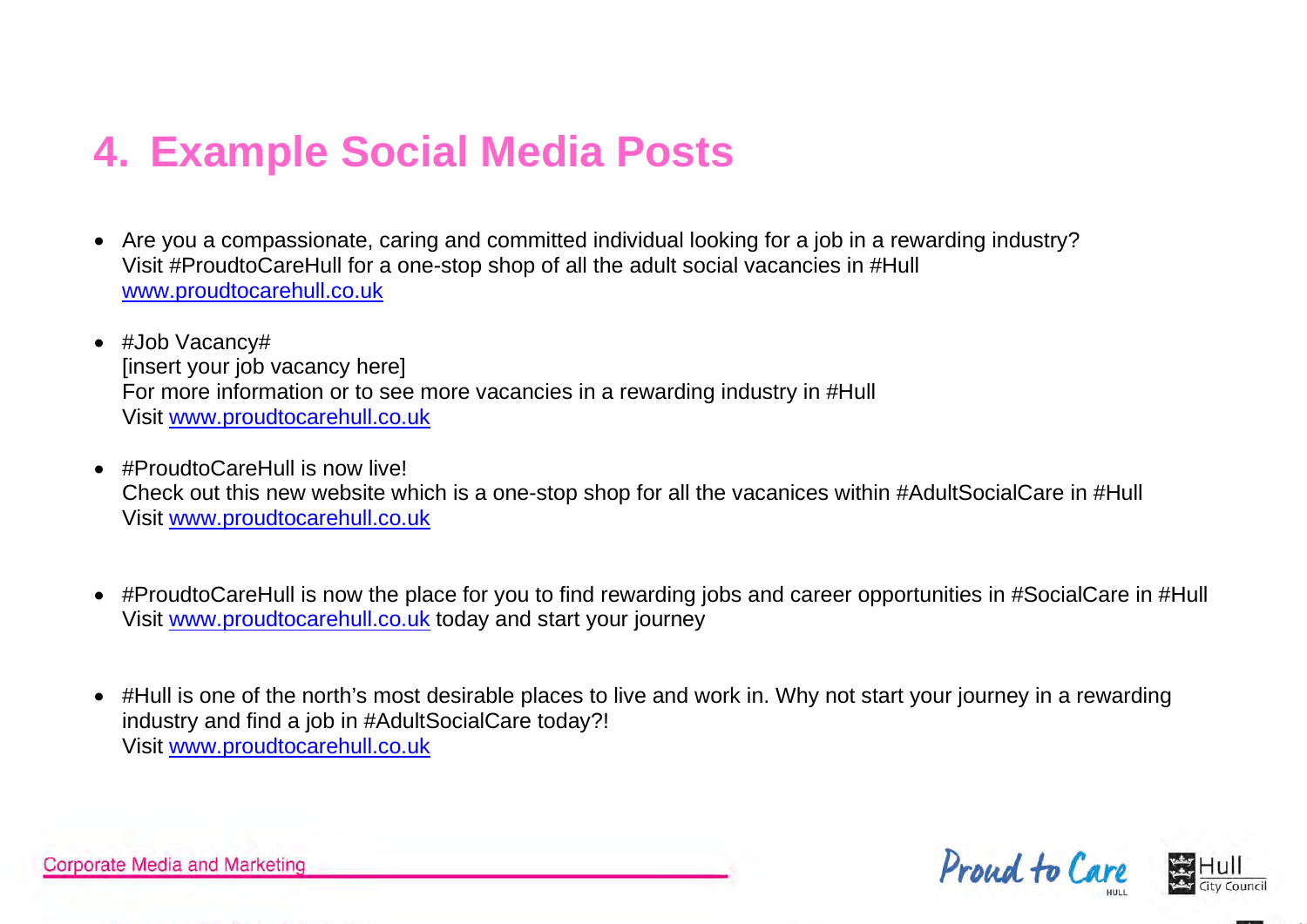# 4. Example Social Media Posts

- Are you a compassionate, caring and committed individual looking for a job in a rewarding industry?
  Visit #ProudtoCareHull for a one-stop shop of all the adult social vacancies in #Hull
  [www.proudtocarehull.co.uk](http://www.proudtocarehull.co.uk)

- #Job Vacancy#
  [insert your job vacancy here]
  For more information or to see more vacancies in a rewarding industry in #Hull
  Visit [www.proudtocarehull.co.uk](http://www.proudtocarehull.co.uk)

- #ProudtoCareHull is now live!
  Check out this new website which is a one-stop shop for all the vacanices within #AdultSocialCare in #Hull
  Visit [www.proudtocarehull.co.uk](http://www.proudtocarehull.co.uk)

- #ProudtoCareHull is now the place for you to find rewarding jobs and career opportunities in #SocialCare in #Hull
  Visit [www.proudtocarehull.co.uk](http://www.proudtocarehull.co.uk) today and start your journey

- #Hull is one of the north's most desirable places to live and work in. Why not start your journey in a rewarding industry and find a job in #AdultSocialCare today?!
  Visit [www.proudtocarehull.co.uk](http://www.proudtocarehull.co.uk)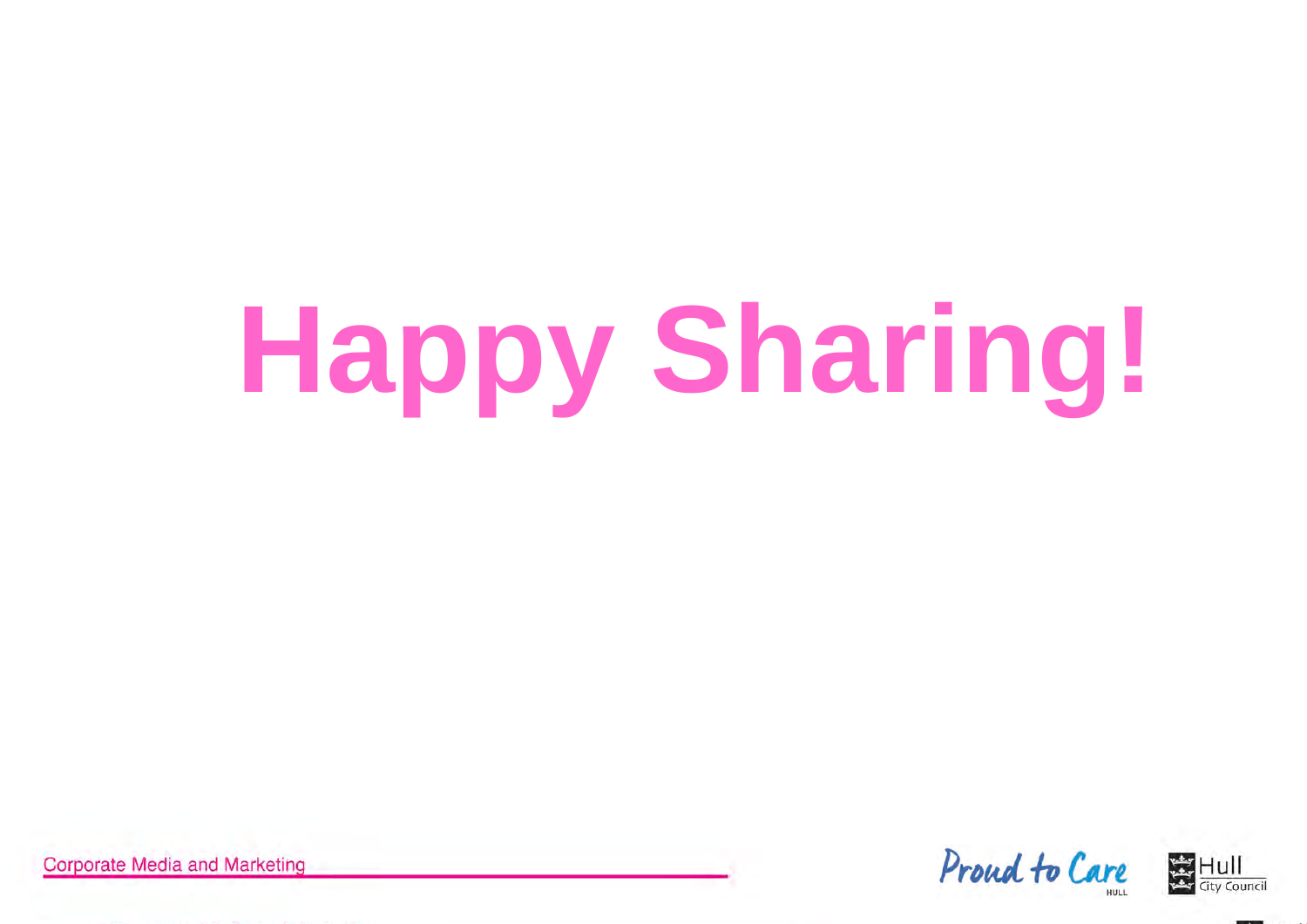# Happy Sharing!